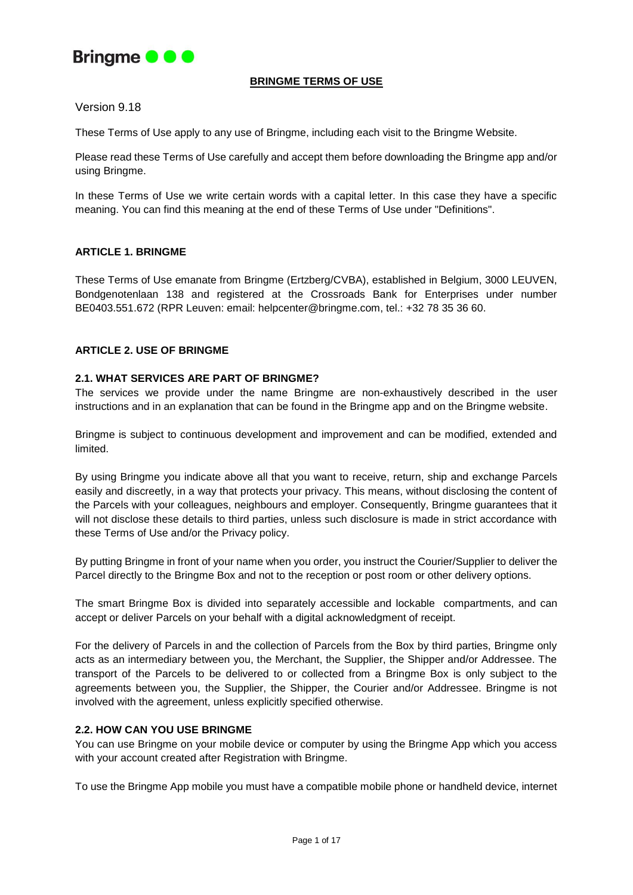Bringme

# BRINGME TERMS OF USE

Version 9.18

These Terms of Use apply to any use of Bringme, including each visit to the Bringme Website.

Please read these Terms of Use carefully and accept them before downloading the Bringme app and/or using Bringme.

In these Terms of Use we write certain words with a capital letter. In this case they have a specific meaning. You can find this meaning at the end of these Terms of Use under "Definitions".

## ARTICLE 1. BRINGME

These Terms of Use emanate from Bringme (Ertzberg/CVBA), established in Belgium, 3000 LEUVEN, Bondgenotenlaan 138 and registered at the Crossroads Bank for Enterprises under number BE0403.551.672 (RPR Leuven: email: helpcenter@bringme.com, tel.: +32 78 35 36 60.

## ARTICLE 2. USE OF BRINGME

### 2.1. WHAT SERVICES ARE PART OF BRINGME?

The services we provide under the name Bringme are non-exhaustively described in the user instructions and in an explanation that can be found in the Bringme app and on the Bringme website.

Bringme is subject to continuous development and improvement and can be modified, extended and limited.

By using Bringme you indicate above all that you want to receive, return, ship and exchange Parcels easily and discreetly, in a way that protects your privacy. This means, without disclosing the content of the Parcels with your colleagues, neighbours and employer. Consequently, Bringme guarantees that it will not disclose these details to third parties, unless such disclosure is made in strict accordance with these Terms of Use and/or the Privacy policy.

By putting Bringme in front of your name when you order, you instruct the Courier/Supplier to deliver the Parcel directly to the Bringme Box and not to the reception or post room or other delivery options.

The smart Bringme Box is divided into separately accessible and lockable compartments, and can accept or deliver Parcels on your behalf with a digital acknowledgment of receipt.

For the delivery of Parcels in and the collection of Parcels from the Box by third parties, Bringme only acts as an intermediary between you, the Merchant, the Supplier, the Shipper and/or Addressee. The transport of the Parcels to be delivered to or collected from a Bringme Box is only subject to the agreements between you, the Supplier, the Shipper, the Courier and/or Addressee. Bringme is not involved with the agreement, unless explicitly specified otherwise.

### 2.2. HOW CAN YOU USE BRINGME

You can use Bringme on your mobile device or computer by using the Bringme App which you access with your account created after Registration with Bringme.

To use the Bringme App mobile you must have a compatible mobile phone or handheld device, internet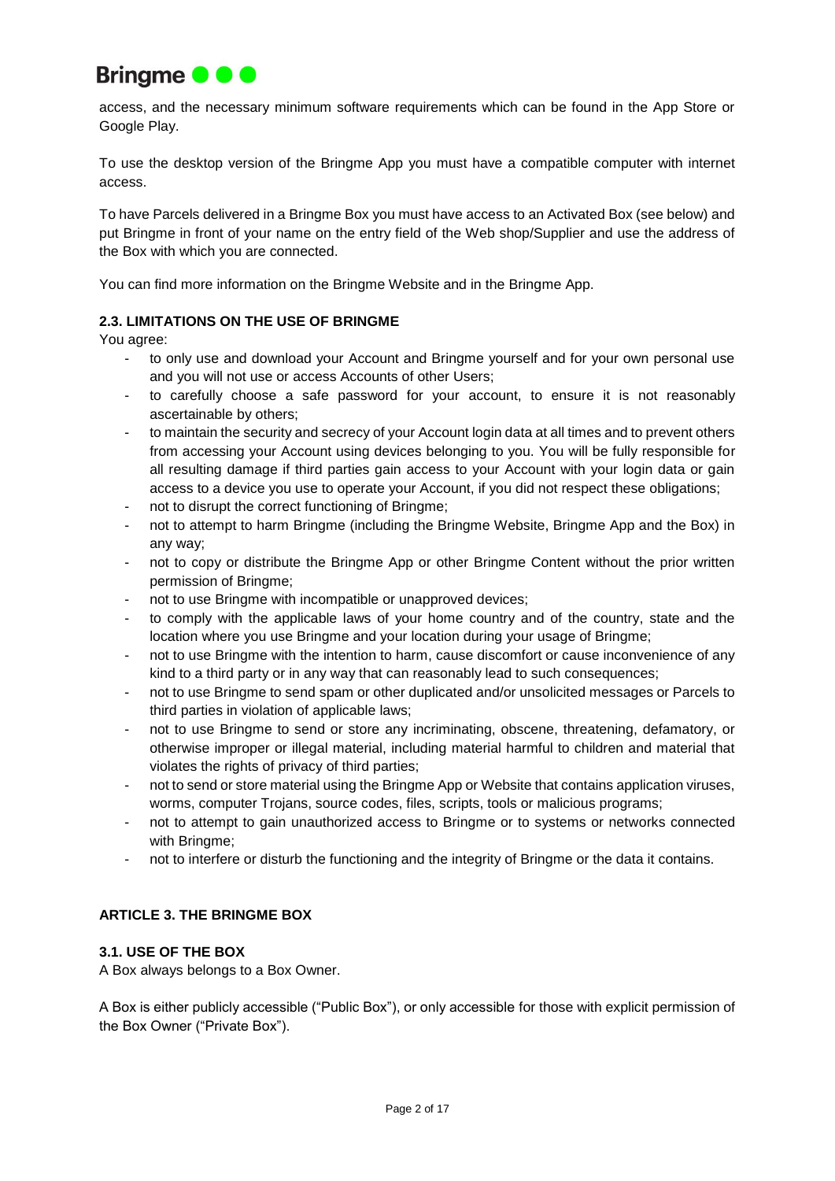access, and the necessary minimum software requirements which can be found in the App Store or Google Play.

To use the desktop version of the Bringme App you must have a compatible computer with internet access.

To have Parcels delivered in a Bringme Box you must have access to an Activated Box (see below) and put Bringme in front of your name on the entry field of the Web shop/Supplier and use the address of the Box with which you are connected.

You can find more information on the Bringme Website and in the Bringme App.

### 2.3. LIMITATIONS ON THE USE OF BRINGME

You agree:

- to only use and download your Account and Bringme yourself and for your own personal use and you will not use or access Accounts of other Users;
- to carefully choose a safe password for your account, to ensure it is not reasonably ascertainable by others;
- to maintain the security and secrecy of your Account login data at all times and to prevent others from accessing your Account using devices belonging to you. You will be fully responsible for all resulting damage if third parties gain access to your Account with your login data or gain access to a device you use to operate your Account, if you did not respect these obligations;
- not to disrupt the correct functioning of Bringme;
- not to attempt to harm Bringme (including the Bringme Website, Bringme App and the Box) in any way;
- not to copy or distribute the Bringme App or other Bringme Content without the prior written permission of Bringme;
- not to use Bringme with incompatible or unapproved devices;
- to comply with the applicable laws of your home country and of the country, state and the location where you use Bringme and your location during your usage of Bringme;
- not to use Bringme with the intention to harm, cause discomfort or cause inconvenience of any kind to a third party or in any way that can reasonably lead to such consequences;
- not to use Bringme to send spam or other duplicated and/or unsolicited messages or Parcels to third parties in violation of applicable laws;
- not to use Bringme to send or store any incriminating, obscene, threatening, defamatory, or otherwise improper or illegal material, including material harmful to children and material that violates the rights of privacy of third parties;
- not to send or store material using the Bringme App or Website that contains application viruses, worms, computer Trojans, source codes, files, scripts, tools or malicious programs;
- not to attempt to gain unauthorized access to Bringme or to systems or networks connected with Bringme;
- not to interfere or disturb the functioning and the integrity of Bringme or the data it contains.

## ARTICLE 3. THE BRINGME BOX

### 3.1. USE OF THE BOX

A Box always belongs to a Box Owner.

A Box is either publicly accessible ("Public Box"), or only accessible for those with explicit permission of the Box Owner ("Private Box").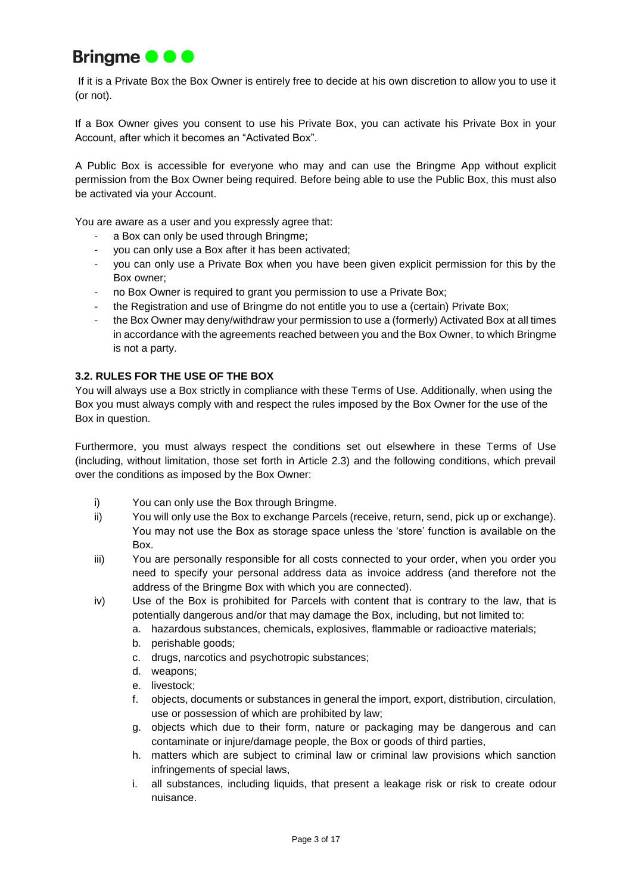If it is a Private Box the Box Owner is entirely free to decide at his own discretion to allow you to use it (or not).

If a Box Owner gives you consent to use his Private Box, you can activate his Private Box in your Account, after which it becomes an "Activated Box".

A Public Box is accessible for everyone who may and can use the Bringme App without explicit permission from the Box Owner being required. Before being able to use the Public Box, this must also be activated via your Account.

You are aware as a user and you expressly agree that:

- a Box can only be used through Bringme;
- you can only use a Box after it has been activated;
- you can only use a Private Box when you have been given explicit permission for this by the Box owner;
- no Box Owner is required to grant you permission to use a Private Box;
- the Registration and use of Bringme do not entitle you to use a (certain) Private Box;
- the Box Owner may deny/withdraw your permission to use a (formerly) Activated Box at all times in accordance with the agreements reached between you and the Box Owner, to which Bringme is not a party.

**3.2. RULES FOR THE USE OF THE BOX**

You will always use a Box strictly in compliance with these Terms of Use. Additionally, when using the Box you must always comply with and respect the rules imposed by the Box Owner for the use of the Box in question.

Furthermore, you must always respect the conditions set out elsewhere in these Terms of Use (including, without limitation, those set forth in Article 2.3) and the following conditions, which prevail over the conditions as imposed by the Box Owner:

i) You can only use the Box through Bringme.

ii) You will only use the Box to exchange Parcels (receive, return, send, pick up or exchange). You may not use the Box as storage space unless the 'store' function is available on the Box.

iii) You are personally responsible for all costs connected to your order, when you order you need to specify your personal address data as invoice address (and therefore not the address of the Bringme Box with which you are connected).

iv) Use of the Box is prohibited for Parcels with content that is contrary to the law, that is potentially dangerous and/or that may damage the Box, including, but not limited to:

   a. hazardous substances, chemicals, explosives, flammable or radioactive materials;
   b. perishable goods;
   c. drugs, narcotics and psychotropic substances;
   d. weapons;
   e. livestock;
   f. objects, documents or substances in general the import, export, distribution, circulation, use or possession of which are prohibited by law;
   g. objects which due to their form, nature or packaging may be dangerous and can contaminate or injure/damage people, the Box or goods of third parties,
   h. matters which are subject to criminal law or criminal law provisions which sanction infringements of special laws,
   i. all substances, including liquids, that present a leakage risk or risk to create odour nuisance.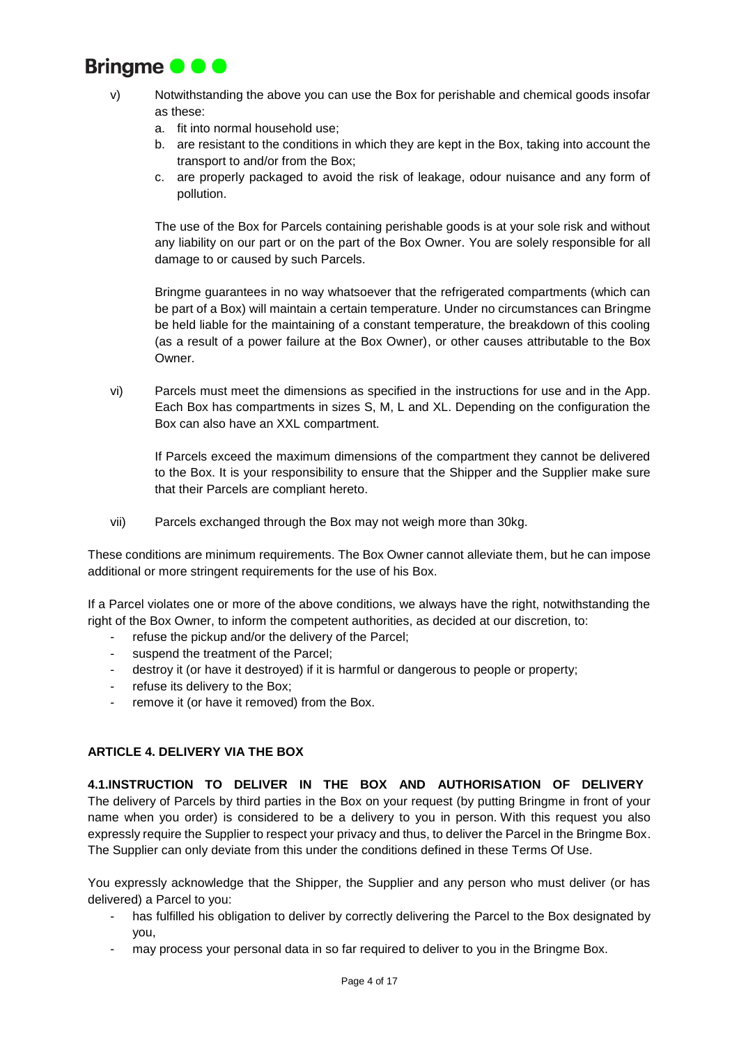v) Notwithstanding the above you can use the Box for perishable and chemical goods insofar as these:

   a. fit into normal household use;
   b. are resistant to the conditions in which they are kept in the Box, taking into account the transport to and/or from the Box;
   c. are properly packaged to avoid the risk of leakage, odour nuisance and any form of pollution.

   The use of the Box for Parcels containing perishable goods is at your sole risk and without any liability on our part or on the part of the Box Owner. You are solely responsible for all damage to or caused by such Parcels.

   Bringme guarantees in no way whatsoever that the refrigerated compartments (which can be part of a Box) will maintain a certain temperature. Under no circumstances can Bringme be held liable for the maintaining of a constant temperature, the breakdown of this cooling (as a result of a power failure at the Box Owner), or other causes attributable to the Box Owner.

vi) Parcels must meet the dimensions as specified in the instructions for use and in the App. Each Box has compartments in sizes S, M, L and XL. Depending on the configuration the Box can also have an XXL compartment.

   If Parcels exceed the maximum dimensions of the compartment they cannot be delivered to the Box. It is your responsibility to ensure that the Shipper and the Supplier make sure that their Parcels are compliant hereto.

vii) Parcels exchanged through the Box may not weigh more than 30kg.

These conditions are minimum requirements. The Box Owner cannot alleviate them, but he can impose additional or more stringent requirements for the use of his Box.

If a Parcel violates one or more of the above conditions, we always have the right, notwithstanding the right of the Box Owner, to inform the competent authorities, as decided at our discretion, to:

- refuse the pickup and/or the delivery of the Parcel;
- suspend the treatment of the Parcel;
- destroy it (or have it destroyed) if it is harmful or dangerous to people or property;
- refuse its delivery to the Box;
- remove it (or have it removed) from the Box.

## ARTICLE 4. DELIVERY VIA THE BOX

**4.1.INSTRUCTION TO DELIVER IN THE BOX AND AUTHORISATION OF DELIVERY**
The delivery of Parcels by third parties in the Box on your request (by putting Bringme in front of your name when you order) is considered to be a delivery to you in person. With this request you also expressly require the Supplier to respect your privacy and thus, to deliver the Parcel in the Bringme Box. The Supplier can only deviate from this under the conditions defined in these Terms Of Use.

You expressly acknowledge that the Shipper, the Supplier and any person who must deliver (or has delivered) a Parcel to you:

- has fulfilled his obligation to deliver by correctly delivering the Parcel to the Box designated by you,
- may process your personal data in so far required to deliver to you in the Bringme Box.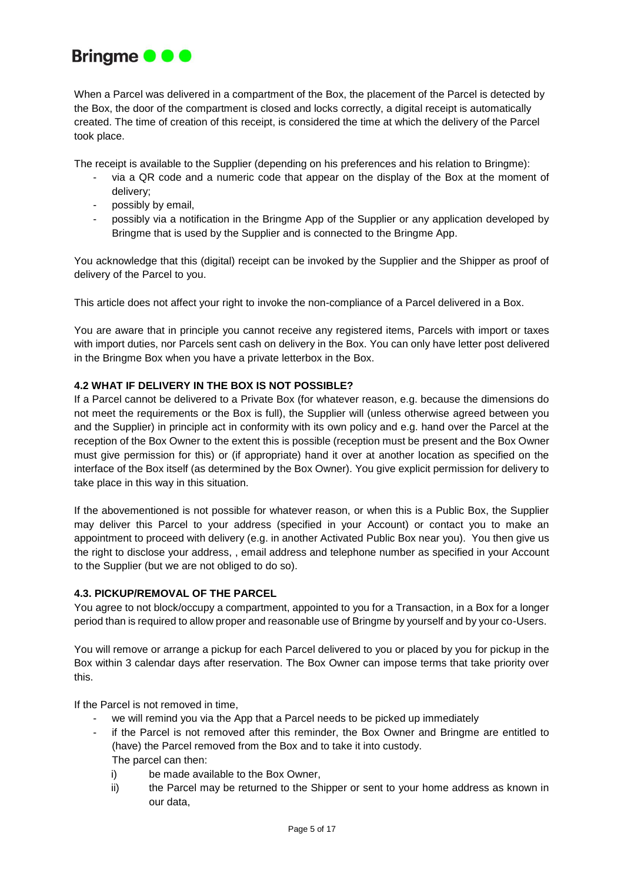When a Parcel was delivered in a compartment of the Box, the placement of the Parcel is detected by the Box, the door of the compartment is closed and locks correctly, a digital receipt is automatically created. The time of creation of this receipt, is considered the time at which the delivery of the Parcel took place.

The receipt is available to the Supplier (depending on his preferences and his relation to Bringme):

- via a QR code and a numeric code that appear on the display of the Box at the moment of delivery;
- possibly by email,
- possibly via a notification in the Bringme App of the Supplier or any application developed by Bringme that is used by the Supplier and is connected to the Bringme App.

You acknowledge that this (digital) receipt can be invoked by the Supplier and the Shipper as proof of delivery of the Parcel to you.

This article does not affect your right to invoke the non-compliance of a Parcel delivered in a Box.

You are aware that in principle you cannot receive any registered items, Parcels with import or taxes with import duties, nor Parcels sent cash on delivery in the Box. You can only have letter post delivered in the Bringme Box when you have a private letterbox in the Box.

### 4.2 WHAT IF DELIVERY IN THE BOX IS NOT POSSIBLE?

If a Parcel cannot be delivered to a Private Box (for whatever reason, e.g. because the dimensions do not meet the requirements or the Box is full), the Supplier will (unless otherwise agreed between you and the Supplier) in principle act in conformity with its own policy and e.g. hand over the Parcel at the reception of the Box Owner to the extent this is possible (reception must be present and the Box Owner must give permission for this) or (if appropriate) hand it over at another location as specified on the interface of the Box itself (as determined by the Box Owner). You give explicit permission for delivery to take place in this way in this situation.

If the abovementioned is not possible for whatever reason, or when this is a Public Box, the Supplier may deliver this Parcel to your address (specified in your Account) or contact you to make an appointment to proceed with delivery (e.g. in another Activated Public Box near you). You then give us the right to disclose your address, , email address and telephone number as specified in your Account to the Supplier (but we are not obliged to do so).

### 4.3. PICKUP/REMOVAL OF THE PARCEL

You agree to not block/occupy a compartment, appointed to you for a Transaction, in a Box for a longer period than is required to allow proper and reasonable use of Bringme by yourself and by your co-Users.

You will remove or arrange a pickup for each Parcel delivered to you or placed by you for pickup in the Box within 3 calendar days after reservation. The Box Owner can impose terms that take priority over this.

If the Parcel is not removed in time,

- we will remind you via the App that a Parcel needs to be picked up immediately
- if the Parcel is not removed after this reminder, the Box Owner and Bringme are entitled to (have) the Parcel removed from the Box and to take it into custody.
  The parcel can then:
  i) be made available to the Box Owner,
  ii) the Parcel may be returned to the Shipper or sent to your home address as known in our data,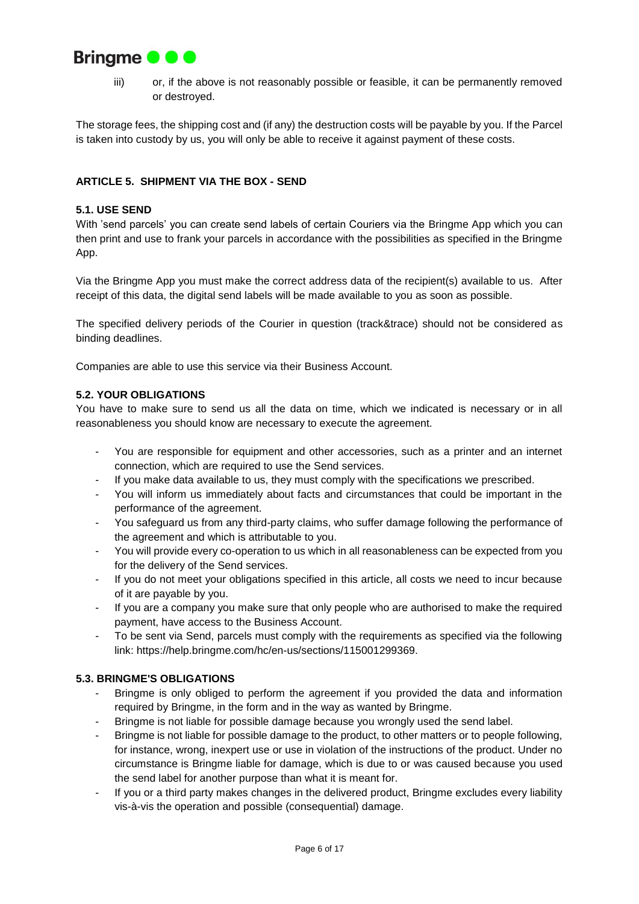iii) or, if the above is not reasonably possible or feasible, it can be permanently removed or destroyed.

The storage fees, the shipping cost and (if any) the destruction costs will be payable by you. If the Parcel is taken into custody by us, you will only be able to receive it against payment of these costs.

## ARTICLE 5. SHIPMENT VIA THE BOX - SEND

### 5.1. USE SEND

With 'send parcels' you can create send labels of certain Couriers via the Bringme App which you can then print and use to frank your parcels in accordance with the possibilities as specified in the Bringme App.

Via the Bringme App you must make the correct address data of the recipient(s) available to us. After receipt of this data, the digital send labels will be made available to you as soon as possible.

The specified delivery periods of the Courier in question (track&trace) should not be considered as binding deadlines.

Companies are able to use this service via their Business Account.

### 5.2. YOUR OBLIGATIONS

You have to make sure to send us all the data on time, which we indicated is necessary or in all reasonableness you should know are necessary to execute the agreement.

- You are responsible for equipment and other accessories, such as a printer and an internet connection, which are required to use the Send services.
- If you make data available to us, they must comply with the specifications we prescribed.
- You will inform us immediately about facts and circumstances that could be important in the performance of the agreement.
- You safeguard us from any third-party claims, who suffer damage following the performance of the agreement and which is attributable to you.
- You will provide every co-operation to us which in all reasonableness can be expected from you for the delivery of the Send services.
- If you do not meet your obligations specified in this article, all costs we need to incur because of it are payable by you.
- If you are a company you make sure that only people who are authorised to make the required payment, have access to the Business Account.
- To be sent via Send, parcels must comply with the requirements as specified via the following link: https://help.bringme.com/hc/en-us/sections/115001299369.

### 5.3. BRINGME'S OBLIGATIONS

- Bringme is only obliged to perform the agreement if you provided the data and information required by Bringme, in the form and in the way as wanted by Bringme.
- Bringme is not liable for possible damage because you wrongly used the send label.
- Bringme is not liable for possible damage to the product, to other matters or to people following, for instance, wrong, inexpert use or use in violation of the instructions of the product. Under no circumstance is Bringme liable for damage, which is due to or was caused because you used the send label for another purpose than what it is meant for.
- If you or a third party makes changes in the delivered product, Bringme excludes every liability vis-à-vis the operation and possible (consequential) damage.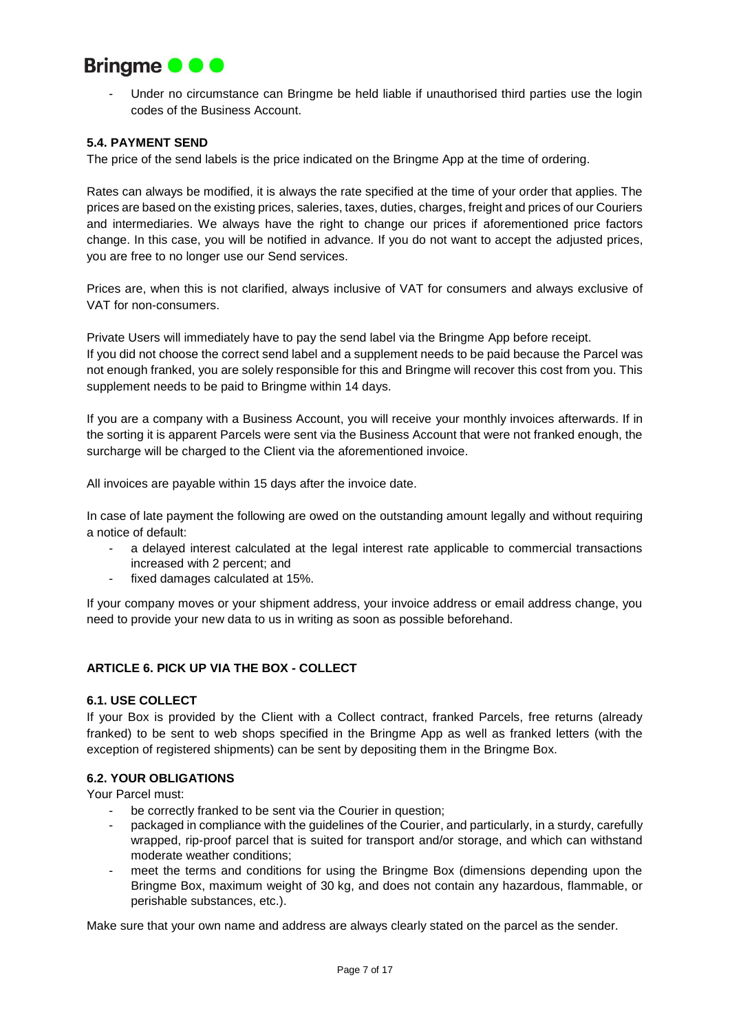- Under no circumstance can Bringme be held liable if unauthorised third parties use the login codes of the Business Account.

### 5.4. PAYMENT SEND

The price of the send labels is the price indicated on the Bringme App at the time of ordering.

Rates can always be modified, it is always the rate specified at the time of your order that applies. The prices are based on the existing prices, saleries, taxes, duties, charges, freight and prices of our Couriers and intermediaries. We always have the right to change our prices if aforementioned price factors change. In this case, you will be notified in advance. If you do not want to accept the adjusted prices, you are free to no longer use our Send services.

Prices are, when this is not clarified, always inclusive of VAT for consumers and always exclusive of VAT for non-consumers.

Private Users will immediately have to pay the send label via the Bringme App before receipt.
If you did not choose the correct send label and a supplement needs to be paid because the Parcel was not enough franked, you are solely responsible for this and Bringme will recover this cost from you. This supplement needs to be paid to Bringme within 14 days.

If you are a company with a Business Account, you will receive your monthly invoices afterwards. If in the sorting it is apparent Parcels were sent via the Business Account that were not franked enough, the surcharge will be charged to the Client via the aforementioned invoice.

All invoices are payable within 15 days after the invoice date.

In case of late payment the following are owed on the outstanding amount legally and without requiring a notice of default:

- a delayed interest calculated at the legal interest rate applicable to commercial transactions increased with 2 percent; and
- fixed damages calculated at 15%.

If your company moves or your shipment address, your invoice address or email address change, you need to provide your new data to us in writing as soon as possible beforehand.

## ARTICLE 6. PICK UP VIA THE BOX - COLLECT

### 6.1. USE COLLECT

If your Box is provided by the Client with a Collect contract, franked Parcels, free returns (already franked) to be sent to web shops specified in the Bringme App as well as franked letters (with the exception of registered shipments) can be sent by depositing them in the Bringme Box.

### 6.2. YOUR OBLIGATIONS

Your Parcel must:

- be correctly franked to be sent via the Courier in question;
- packaged in compliance with the guidelines of the Courier, and particularly, in a sturdy, carefully wrapped, rip-proof parcel that is suited for transport and/or storage, and which can withstand moderate weather conditions;
- meet the terms and conditions for using the Bringme Box (dimensions depending upon the Bringme Box, maximum weight of 30 kg, and does not contain any hazardous, flammable, or perishable substances, etc.).

Make sure that your own name and address are always clearly stated on the parcel as the sender.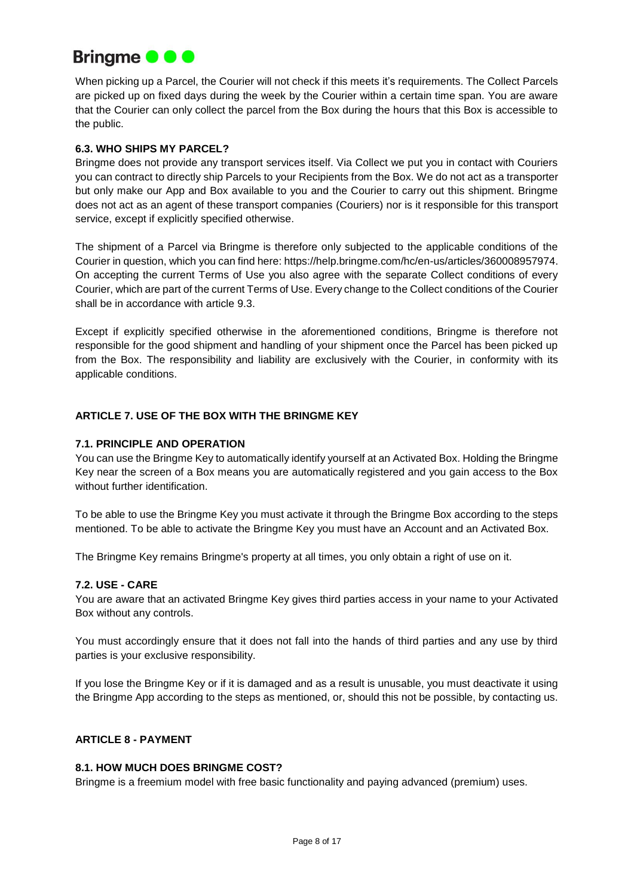When picking up a Parcel, the Courier will not check if this meets it's requirements. The Collect Parcels are picked up on fixed days during the week by the Courier within a certain time span. You are aware that the Courier can only collect the parcel from the Box during the hours that this Box is accessible to the public.

### 6.3. WHO SHIPS MY PARCEL?

Bringme does not provide any transport services itself. Via Collect we put you in contact with Couriers you can contract to directly ship Parcels to your Recipients from the Box. We do not act as a transporter but only make our App and Box available to you and the Courier to carry out this shipment. Bringme does not act as an agent of these transport companies (Couriers) nor is it responsible for this transport service, except if explicitly specified otherwise.

The shipment of a Parcel via Bringme is therefore only subjected to the applicable conditions of the Courier in question, which you can find here: https://help.bringme.com/hc/en-us/articles/360008957974. On accepting the current Terms of Use you also agree with the separate Collect conditions of every Courier, which are part of the current Terms of Use. Every change to the Collect conditions of the Courier shall be in accordance with article 9.3.

Except if explicitly specified otherwise in the aforementioned conditions, Bringme is therefore not responsible for the good shipment and handling of your shipment once the Parcel has been picked up from the Box. The responsibility and liability are exclusively with the Courier, in conformity with its applicable conditions.

## ARTICLE 7. USE OF THE BOX WITH THE BRINGME KEY

### 7.1. PRINCIPLE AND OPERATION

You can use the Bringme Key to automatically identify yourself at an Activated Box. Holding the Bringme Key near the screen of a Box means you are automatically registered and you gain access to the Box without further identification.

To be able to use the Bringme Key you must activate it through the Bringme Box according to the steps mentioned. To be able to activate the Bringme Key you must have an Account and an Activated Box.

The Bringme Key remains Bringme's property at all times, you only obtain a right of use on it.

### 7.2. USE - CARE

You are aware that an activated Bringme Key gives third parties access in your name to your Activated Box without any controls.

You must accordingly ensure that it does not fall into the hands of third parties and any use by third parties is your exclusive responsibility.

If you lose the Bringme Key or if it is damaged and as a result is unusable, you must deactivate it using the Bringme App according to the steps as mentioned, or, should this not be possible, by contacting us.

## ARTICLE 8 - PAYMENT

### 8.1. HOW MUCH DOES BRINGME COST?

Bringme is a freemium model with free basic functionality and paying advanced (premium) uses.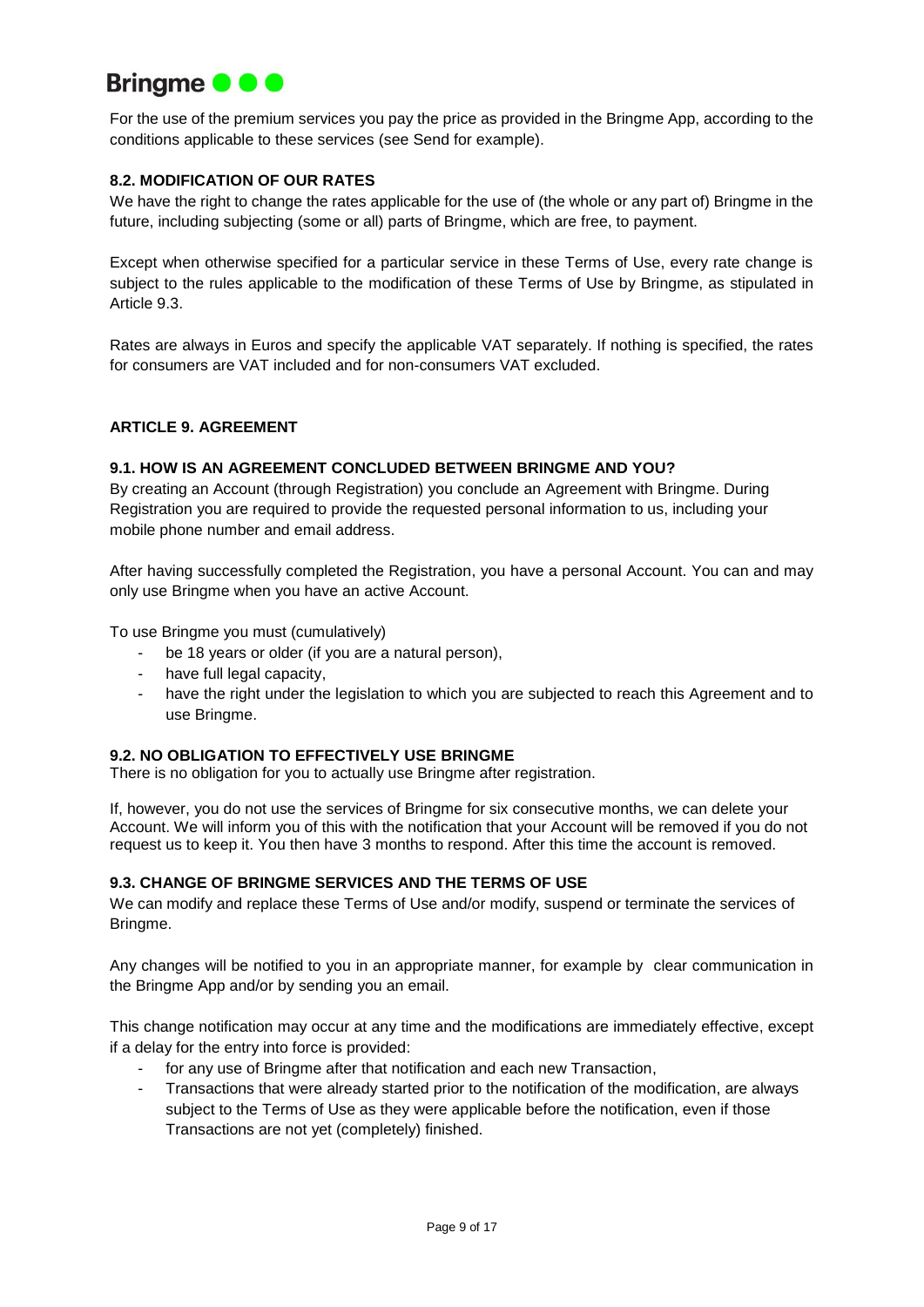For the use of the premium services you pay the price as provided in the Bringme App, according to the conditions applicable to these services (see Send for example).

### 8.2. MODIFICATION OF OUR RATES

We have the right to change the rates applicable for the use of (the whole or any part of) Bringme in the future, including subjecting (some or all) parts of Bringme, which are free, to payment.

Except when otherwise specified for a particular service in these Terms of Use, every rate change is subject to the rules applicable to the modification of these Terms of Use by Bringme, as stipulated in Article 9.3.

Rates are always in Euros and specify the applicable VAT separately. If nothing is specified, the rates for consumers are VAT included and for non-consumers VAT excluded.

## ARTICLE 9. AGREEMENT

### 9.1. HOW IS AN AGREEMENT CONCLUDED BETWEEN BRINGME AND YOU?

By creating an Account (through Registration) you conclude an Agreement with Bringme. During Registration you are required to provide the requested personal information to us, including your mobile phone number and email address.

After having successfully completed the Registration, you have a personal Account. You can and may only use Bringme when you have an active Account.

To use Bringme you must (cumulatively)

- be 18 years or older (if you are a natural person),
- have full legal capacity,
- have the right under the legislation to which you are subjected to reach this Agreement and to use Bringme.

### 9.2. NO OBLIGATION TO EFFECTIVELY USE BRINGME

There is no obligation for you to actually use Bringme after registration.

If, however, you do not use the services of Bringme for six consecutive months, we can delete your Account. We will inform you of this with the notification that your Account will be removed if you do not request us to keep it. You then have 3 months to respond. After this time the account is removed.

### 9.3. CHANGE OF BRINGME SERVICES AND THE TERMS OF USE

We can modify and replace these Terms of Use and/or modify, suspend or terminate the services of Bringme.

Any changes will be notified to you in an appropriate manner, for example by clear communication in the Bringme App and/or by sending you an email.

This change notification may occur at any time and the modifications are immediately effective, except if a delay for the entry into force is provided:

- for any use of Bringme after that notification and each new Transaction,
- Transactions that were already started prior to the notification of the modification, are always subject to the Terms of Use as they were applicable before the notification, even if those Transactions are not yet (completely) finished.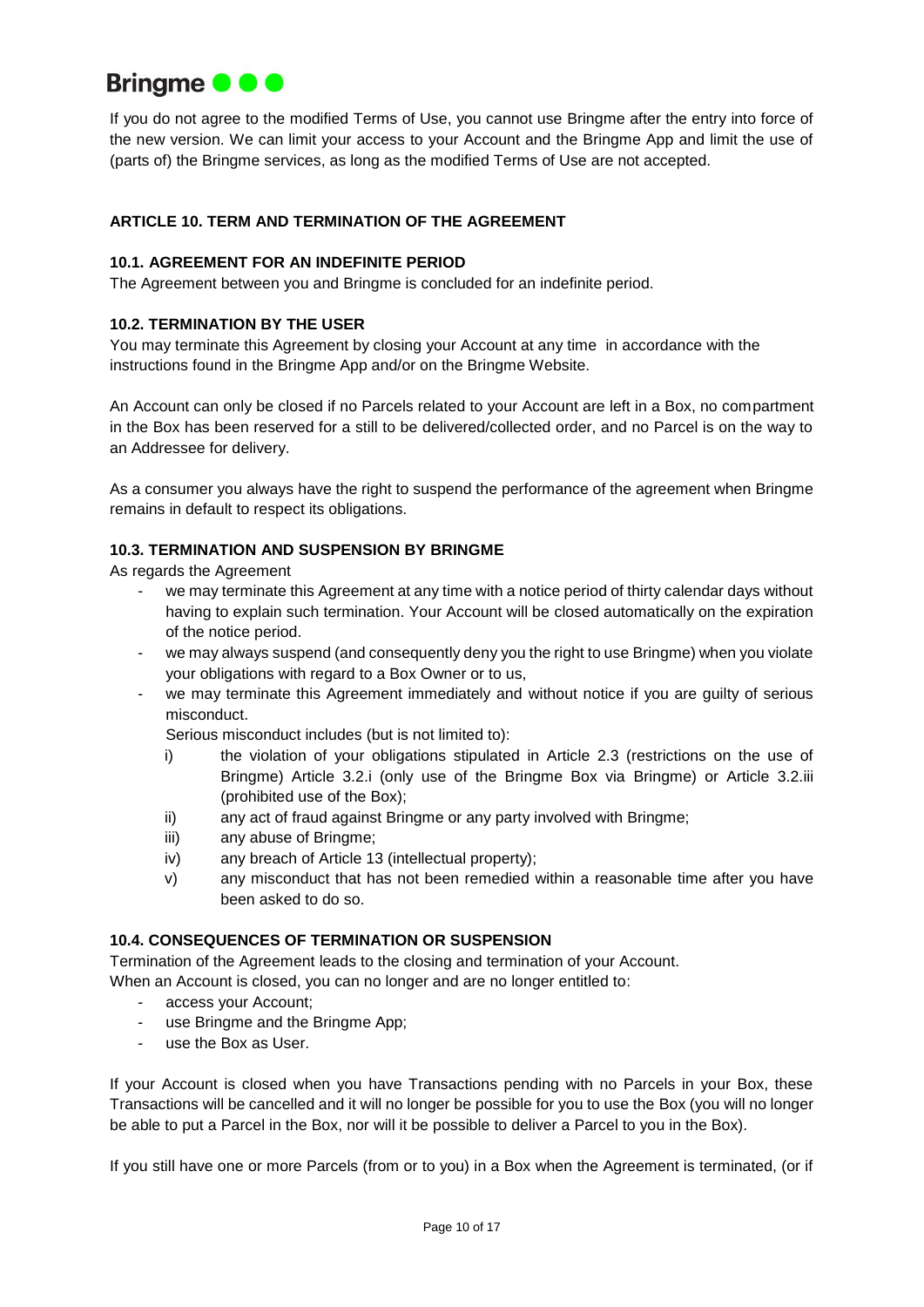If you do not agree to the modified Terms of Use, you cannot use Bringme after the entry into force of the new version. We can limit your access to your Account and the Bringme App and limit the use of (parts of) the Bringme services, as long as the modified Terms of Use are not accepted.

## ARTICLE 10. TERM AND TERMINATION OF THE AGREEMENT

### 10.1. AGREEMENT FOR AN INDEFINITE PERIOD

The Agreement between you and Bringme is concluded for an indefinite period.

### 10.2. TERMINATION BY THE USER

You may terminate this Agreement by closing your Account at any time in accordance with the instructions found in the Bringme App and/or on the Bringme Website.

An Account can only be closed if no Parcels related to your Account are left in a Box, no compartment in the Box has been reserved for a still to be delivered/collected order, and no Parcel is on the way to an Addressee for delivery.

As a consumer you always have the right to suspend the performance of the agreement when Bringme remains in default to respect its obligations.

### 10.3. TERMINATION AND SUSPENSION BY BRINGME

As regards the Agreement

- we may terminate this Agreement at any time with a notice period of thirty calendar days without having to explain such termination. Your Account will be closed automatically on the expiration of the notice period.
- we may always suspend (and consequently deny you the right to use Bringme) when you violate your obligations with regard to a Box Owner or to us,
- we may terminate this Agreement immediately and without notice if you are guilty of serious misconduct.

  Serious misconduct includes (but is not limited to):

  i) the violation of your obligations stipulated in Article 2.3 (restrictions on the use of Bringme) Article 3.2.i (only use of the Bringme Box via Bringme) or Article 3.2.iii (prohibited use of the Box);
  
  ii) any act of fraud against Bringme or any party involved with Bringme;
  
  iii) any abuse of Bringme;
  
  iv) any breach of Article 13 (intellectual property);
  
  v) any misconduct that has not been remedied within a reasonable time after you have been asked to do so.

### 10.4. CONSEQUENCES OF TERMINATION OR SUSPENSION

Termination of the Agreement leads to the closing and termination of your Account.
When an Account is closed, you can no longer and are no longer entitled to:

- access your Account;
- use Bringme and the Bringme App;
- use the Box as User.

If your Account is closed when you have Transactions pending with no Parcels in your Box, these Transactions will be cancelled and it will no longer be possible for you to use the Box (you will no longer be able to put a Parcel in the Box, nor will it be possible to deliver a Parcel to you in the Box).

If you still have one or more Parcels (from or to you) in a Box when the Agreement is terminated, (or if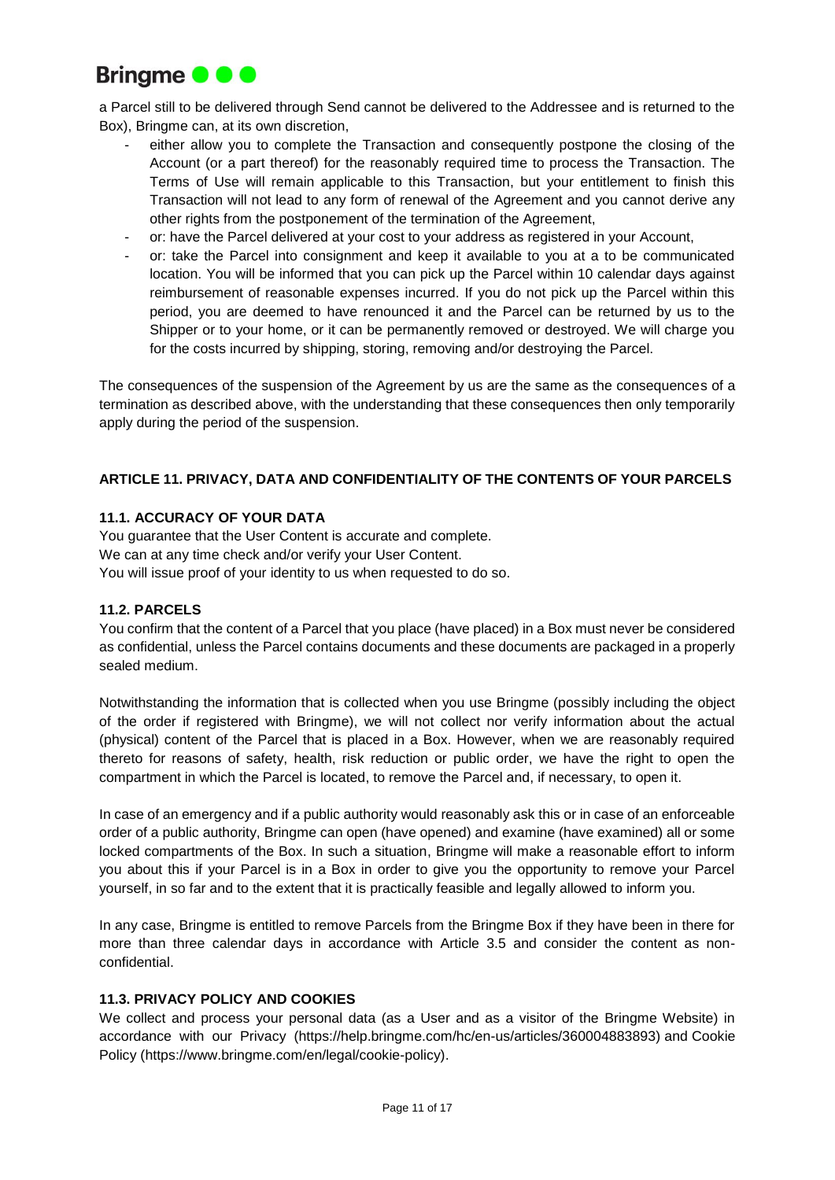a Parcel still to be delivered through Send cannot be delivered to the Addressee and is returned to the Box), Bringme can, at its own discretion,

- either allow you to complete the Transaction and consequently postpone the closing of the Account (or a part thereof) for the reasonably required time to process the Transaction. The Terms of Use will remain applicable to this Transaction, but your entitlement to finish this Transaction will not lead to any form of renewal of the Agreement and you cannot derive any other rights from the postponement of the termination of the Agreement,
- or: have the Parcel delivered at your cost to your address as registered in your Account,
- or: take the Parcel into consignment and keep it available to you at a to be communicated location. You will be informed that you can pick up the Parcel within 10 calendar days against reimbursement of reasonable expenses incurred. If you do not pick up the Parcel within this period, you are deemed to have renounced it and the Parcel can be returned by us to the Shipper or to your home, or it can be permanently removed or destroyed. We will charge you for the costs incurred by shipping, storing, removing and/or destroying the Parcel.

The consequences of the suspension of the Agreement by us are the same as the consequences of a termination as described above, with the understanding that these consequences then only temporarily apply during the period of the suspension.

## ARTICLE 11. PRIVACY, DATA AND CONFIDENTIALITY OF THE CONTENTS OF YOUR PARCELS

### 11.1. ACCURACY OF YOUR DATA

You guarantee that the User Content is accurate and complete.
We can at any time check and/or verify your User Content.
You will issue proof of your identity to us when requested to do so.

### 11.2. PARCELS

You confirm that the content of a Parcel that you place (have placed) in a Box must never be considered as confidential, unless the Parcel contains documents and these documents are packaged in a properly sealed medium.

Notwithstanding the information that is collected when you use Bringme (possibly including the object of the order if registered with Bringme), we will not collect nor verify information about the actual (physical) content of the Parcel that is placed in a Box. However, when we are reasonably required thereto for reasons of safety, health, risk reduction or public order, we have the right to open the compartment in which the Parcel is located, to remove the Parcel and, if necessary, to open it.

In case of an emergency and if a public authority would reasonably ask this or in case of an enforceable order of a public authority, Bringme can open (have opened) and examine (have examined) all or some locked compartments of the Box. In such a situation, Bringme will make a reasonable effort to inform you about this if your Parcel is in a Box in order to give you the opportunity to remove your Parcel yourself, in so far and to the extent that it is practically feasible and legally allowed to inform you.

In any case, Bringme is entitled to remove Parcels from the Bringme Box if they have been in there for more than three calendar days in accordance with Article 3.5 and consider the content as non-confidential.

### 11.3. PRIVACY POLICY AND COOKIES

We collect and process your personal data (as a User and as a visitor of the Bringme Website) in accordance with our Privacy (https://help.bringme.com/hc/en-us/articles/360004883893) and Cookie Policy (https://www.bringme.com/en/legal/cookie-policy).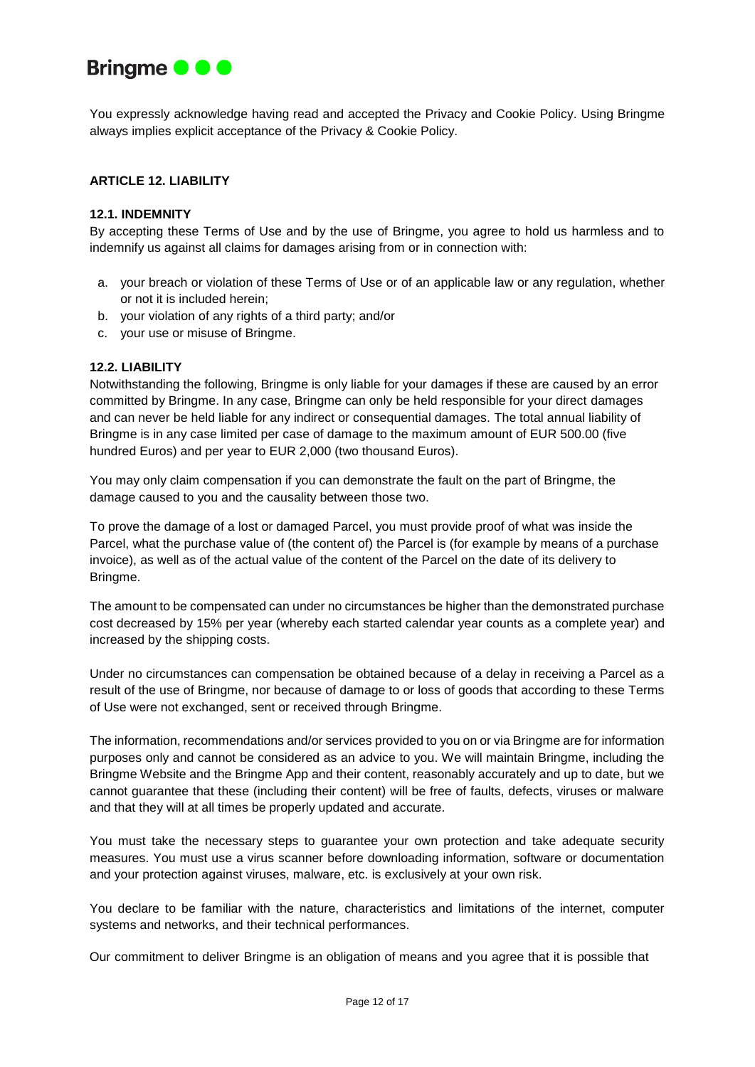You expressly acknowledge having read and accepted the Privacy and Cookie Policy. Using Bringme always implies explicit acceptance of the Privacy & Cookie Policy.

## ARTICLE 12. LIABILITY

### 12.1. INDEMNITY

By accepting these Terms of Use and by the use of Bringme, you agree to hold us harmless and to indemnify us against all claims for damages arising from or in connection with:

a. your breach or violation of these Terms of Use or of an applicable law or any regulation, whether or not it is included herein;
b. your violation of any rights of a third party; and/or
c. your use or misuse of Bringme.

### 12.2. LIABILITY

Notwithstanding the following, Bringme is only liable for your damages if these are caused by an error committed by Bringme. In any case, Bringme can only be held responsible for your direct damages and can never be held liable for any indirect or consequential damages. The total annual liability of Bringme is in any case limited per case of damage to the maximum amount of EUR 500.00 (five hundred Euros) and per year to EUR 2,000 (two thousand Euros).

You may only claim compensation if you can demonstrate the fault on the part of Bringme, the damage caused to you and the causality between those two.

To prove the damage of a lost or damaged Parcel, you must provide proof of what was inside the Parcel, what the purchase value of (the content of) the Parcel is (for example by means of a purchase invoice), as well as of the actual value of the content of the Parcel on the date of its delivery to Bringme.

The amount to be compensated can under no circumstances be higher than the demonstrated purchase cost decreased by 15% per year (whereby each started calendar year counts as a complete year) and increased by the shipping costs.

Under no circumstances can compensation be obtained because of a delay in receiving a Parcel as a result of the use of Bringme, nor because of damage to or loss of goods that according to these Terms of Use were not exchanged, sent or received through Bringme.

The information, recommendations and/or services provided to you on or via Bringme are for information purposes only and cannot be considered as an advice to you. We will maintain Bringme, including the Bringme Website and the Bringme App and their content, reasonably accurately and up to date, but we cannot guarantee that these (including their content) will be free of faults, defects, viruses or malware and that they will at all times be properly updated and accurate.

You must take the necessary steps to guarantee your own protection and take adequate security measures. You must use a virus scanner before downloading information, software or documentation and your protection against viruses, malware, etc. is exclusively at your own risk.

You declare to be familiar with the nature, characteristics and limitations of the internet, computer systems and networks, and their technical performances.

Our commitment to deliver Bringme is an obligation of means and you agree that it is possible that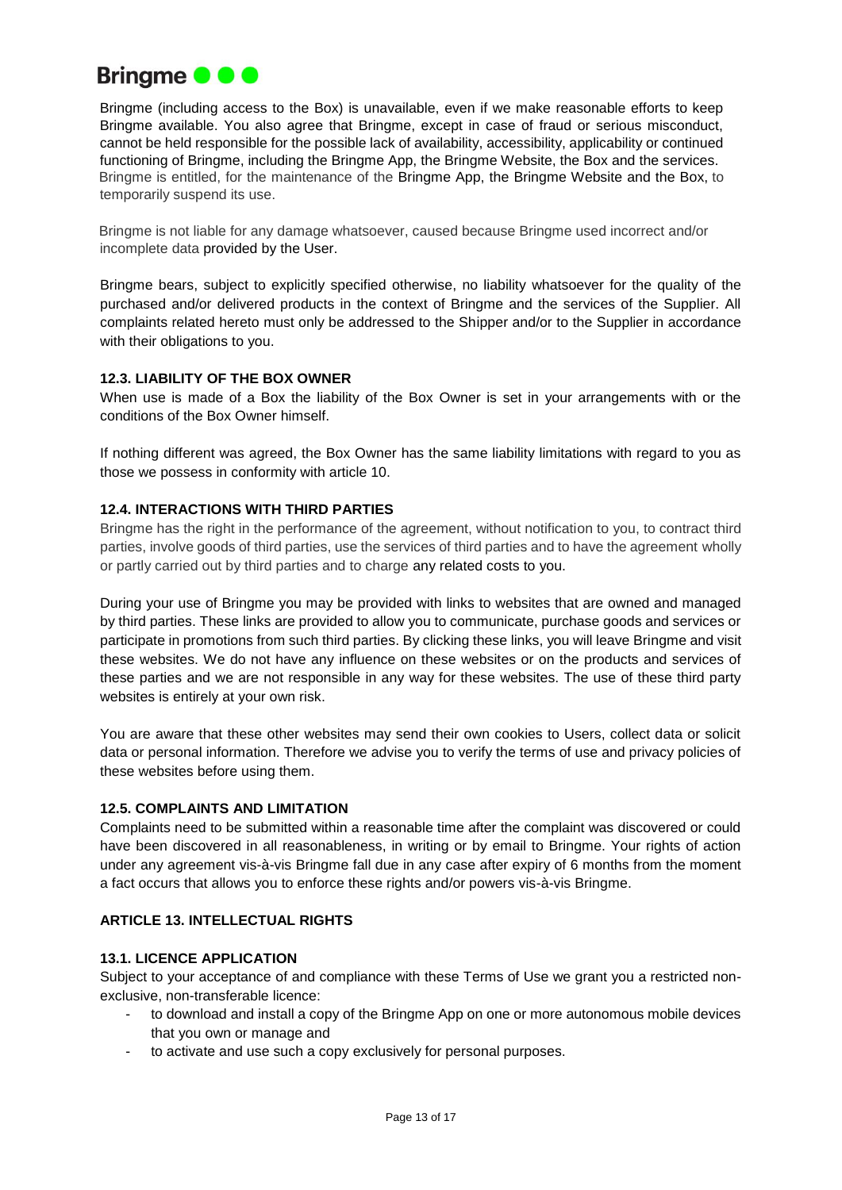Bringme (including access to the Box) is unavailable, even if we make reasonable efforts to keep Bringme available. You also agree that Bringme, except in case of fraud or serious misconduct, cannot be held responsible for the possible lack of availability, accessibility, applicability or continued functioning of Bringme, including the Bringme App, the Bringme Website, the Box and the services. Bringme is entitled, for the maintenance of the Bringme App, the Bringme Website and the Box, to temporarily suspend its use.

Bringme is not liable for any damage whatsoever, caused because Bringme used incorrect and/or incomplete data provided by the User.

Bringme bears, subject to explicitly specified otherwise, no liability whatsoever for the quality of the purchased and/or delivered products in the context of Bringme and the services of the Supplier. All complaints related hereto must only be addressed to the Shipper and/or to the Supplier in accordance with their obligations to you.

### 12.3. LIABILITY OF THE BOX OWNER

When use is made of a Box the liability of the Box Owner is set in your arrangements with or the conditions of the Box Owner himself.

If nothing different was agreed, the Box Owner has the same liability limitations with regard to you as those we possess in conformity with article 10.

### 12.4. INTERACTIONS WITH THIRD PARTIES

Bringme has the right in the performance of the agreement, without notification to you, to contract third parties, involve goods of third parties, use the services of third parties and to have the agreement wholly or partly carried out by third parties and to charge any related costs to you.

During your use of Bringme you may be provided with links to websites that are owned and managed by third parties. These links are provided to allow you to communicate, purchase goods and services or participate in promotions from such third parties. By clicking these links, you will leave Bringme and visit these websites. We do not have any influence on these websites or on the products and services of these parties and we are not responsible in any way for these websites. The use of these third party websites is entirely at your own risk.

You are aware that these other websites may send their own cookies to Users, collect data or solicit data or personal information. Therefore we advise you to verify the terms of use and privacy policies of these websites before using them.

### 12.5. COMPLAINTS AND LIMITATION

Complaints need to be submitted within a reasonable time after the complaint was discovered or could have been discovered in all reasonableness, in writing or by email to Bringme. Your rights of action under any agreement vis-à-vis Bringme fall due in any case after expiry of 6 months from the moment a fact occurs that allows you to enforce these rights and/or powers vis-à-vis Bringme.

## ARTICLE 13. INTELLECTUAL RIGHTS

### 13.1. LICENCE APPLICATION

Subject to your acceptance of and compliance with these Terms of Use we grant you a restricted non-exclusive, non-transferable licence:

- to download and install a copy of the Bringme App on one or more autonomous mobile devices that you own or manage and
- to activate and use such a copy exclusively for personal purposes.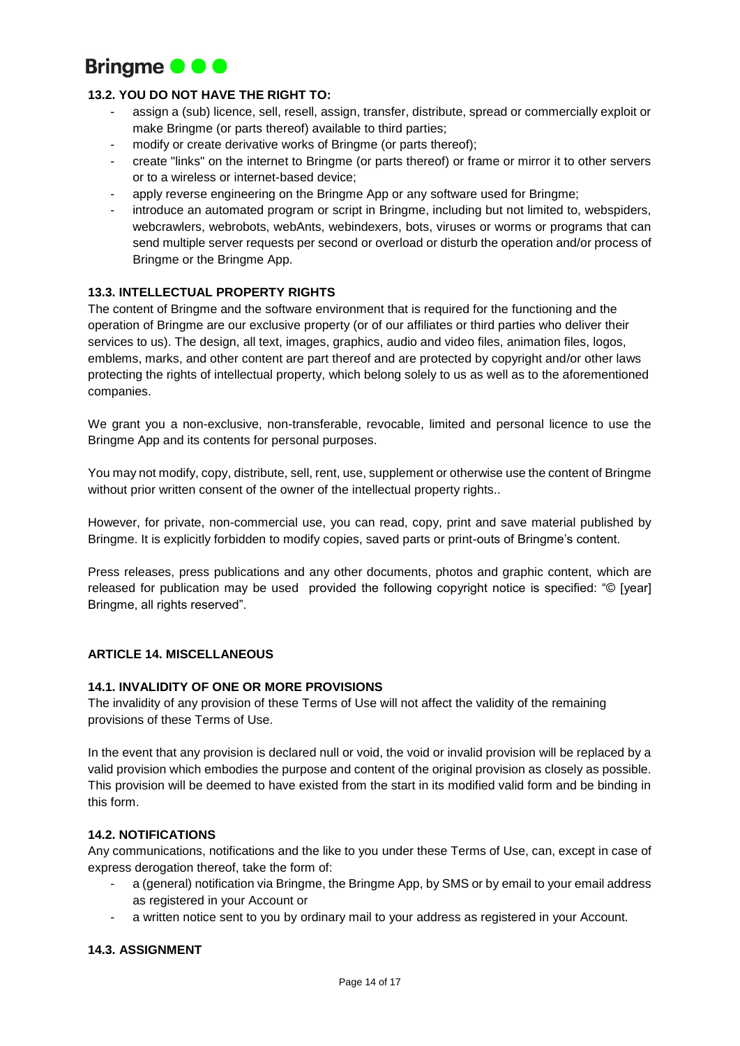### 13.2. YOU DO NOT HAVE THE RIGHT TO:

- assign a (sub) licence, sell, resell, assign, transfer, distribute, spread or commercially exploit or make Bringme (or parts thereof) available to third parties;
- modify or create derivative works of Bringme (or parts thereof);
- create "links" on the internet to Bringme (or parts thereof) or frame or mirror it to other servers or to a wireless or internet-based device;
- apply reverse engineering on the Bringme App or any software used for Bringme;
- introduce an automated program or script in Bringme, including but not limited to, webspiders, webcrawlers, webrobots, webAnts, webindexers, bots, viruses or worms or programs that can send multiple server requests per second or overload or disturb the operation and/or process of Bringme or the Bringme App.

### 13.3. INTELLECTUAL PROPERTY RIGHTS

The content of Bringme and the software environment that is required for the functioning and the operation of Bringme are our exclusive property (or of our affiliates or third parties who deliver their services to us). The design, all text, images, graphics, audio and video files, animation files, logos, emblems, marks, and other content are part thereof and are protected by copyright and/or other laws protecting the rights of intellectual property, which belong solely to us as well as to the aforementioned companies.

We grant you a non-exclusive, non-transferable, revocable, limited and personal licence to use the Bringme App and its contents for personal purposes.

You may not modify, copy, distribute, sell, rent, use, supplement or otherwise use the content of Bringme without prior written consent of the owner of the intellectual property rights..

However, for private, non-commercial use, you can read, copy, print and save material published by Bringme. It is explicitly forbidden to modify copies, saved parts or print-outs of Bringme's content.

Press releases, press publications and any other documents, photos and graphic content, which are released for publication may be used provided the following copyright notice is specified: "© [year] Bringme, all rights reserved".

## ARTICLE 14. MISCELLANEOUS

### 14.1. INVALIDITY OF ONE OR MORE PROVISIONS

The invalidity of any provision of these Terms of Use will not affect the validity of the remaining provisions of these Terms of Use.

In the event that any provision is declared null or void, the void or invalid provision will be replaced by a valid provision which embodies the purpose and content of the original provision as closely as possible. This provision will be deemed to have existed from the start in its modified valid form and be binding in this form.

### 14.2. NOTIFICATIONS

Any communications, notifications and the like to you under these Terms of Use, can, except in case of express derogation thereof, take the form of:

- a (general) notification via Bringme, the Bringme App, by SMS or by email to your email address as registered in your Account or
- a written notice sent to you by ordinary mail to your address as registered in your Account.

### 14.3. ASSIGNMENT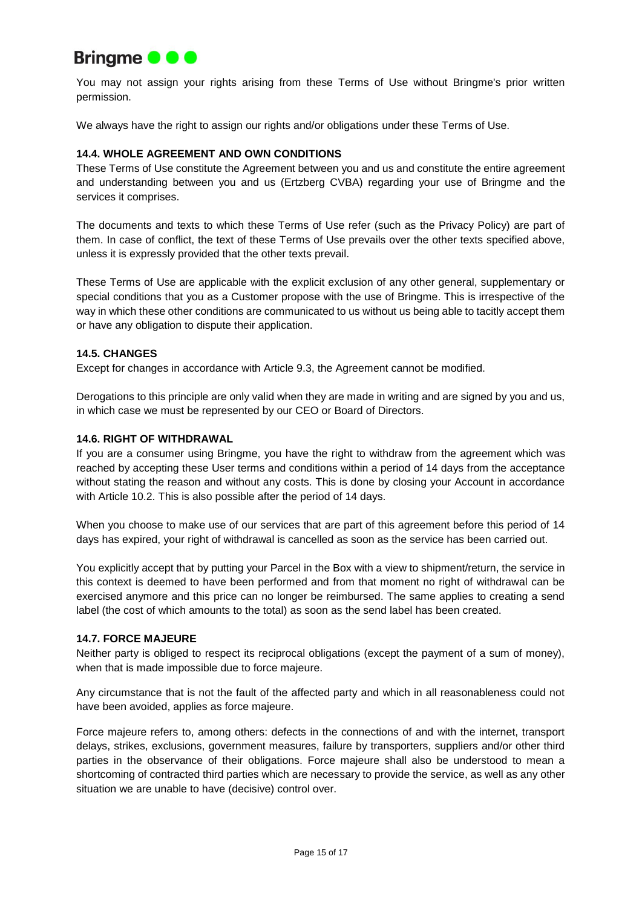You may not assign your rights arising from these Terms of Use without Bringme's prior written permission.

We always have the right to assign our rights and/or obligations under these Terms of Use.

### 14.4. WHOLE AGREEMENT AND OWN CONDITIONS

These Terms of Use constitute the Agreement between you and us and constitute the entire agreement and understanding between you and us (Ertzberg CVBA) regarding your use of Bringme and the services it comprises.

The documents and texts to which these Terms of Use refer (such as the Privacy Policy) are part of them. In case of conflict, the text of these Terms of Use prevails over the other texts specified above, unless it is expressly provided that the other texts prevail.

These Terms of Use are applicable with the explicit exclusion of any other general, supplementary or special conditions that you as a Customer propose with the use of Bringme. This is irrespective of the way in which these other conditions are communicated to us without us being able to tacitly accept them or have any obligation to dispute their application.

### 14.5. CHANGES

Except for changes in accordance with Article 9.3, the Agreement cannot be modified.

Derogations to this principle are only valid when they are made in writing and are signed by you and us, in which case we must be represented by our CEO or Board of Directors.

### 14.6. RIGHT OF WITHDRAWAL

If you are a consumer using Bringme, you have the right to withdraw from the agreement which was reached by accepting these User terms and conditions within a period of 14 days from the acceptance without stating the reason and without any costs. This is done by closing your Account in accordance with Article 10.2. This is also possible after the period of 14 days.

When you choose to make use of our services that are part of this agreement before this period of 14 days has expired, your right of withdrawal is cancelled as soon as the service has been carried out.

You explicitly accept that by putting your Parcel in the Box with a view to shipment/return, the service in this context is deemed to have been performed and from that moment no right of withdrawal can be exercised anymore and this price can no longer be reimbursed. The same applies to creating a send label (the cost of which amounts to the total) as soon as the send label has been created.

### 14.7. FORCE MAJEURE

Neither party is obliged to respect its reciprocal obligations (except the payment of a sum of money), when that is made impossible due to force majeure.

Any circumstance that is not the fault of the affected party and which in all reasonableness could not have been avoided, applies as force majeure.

Force majeure refers to, among others: defects in the connections of and with the internet, transport delays, strikes, exclusions, government measures, failure by transporters, suppliers and/or other third parties in the observance of their obligations. Force majeure shall also be understood to mean a shortcoming of contracted third parties which are necessary to provide the service, as well as any other situation we are unable to have (decisive) control over.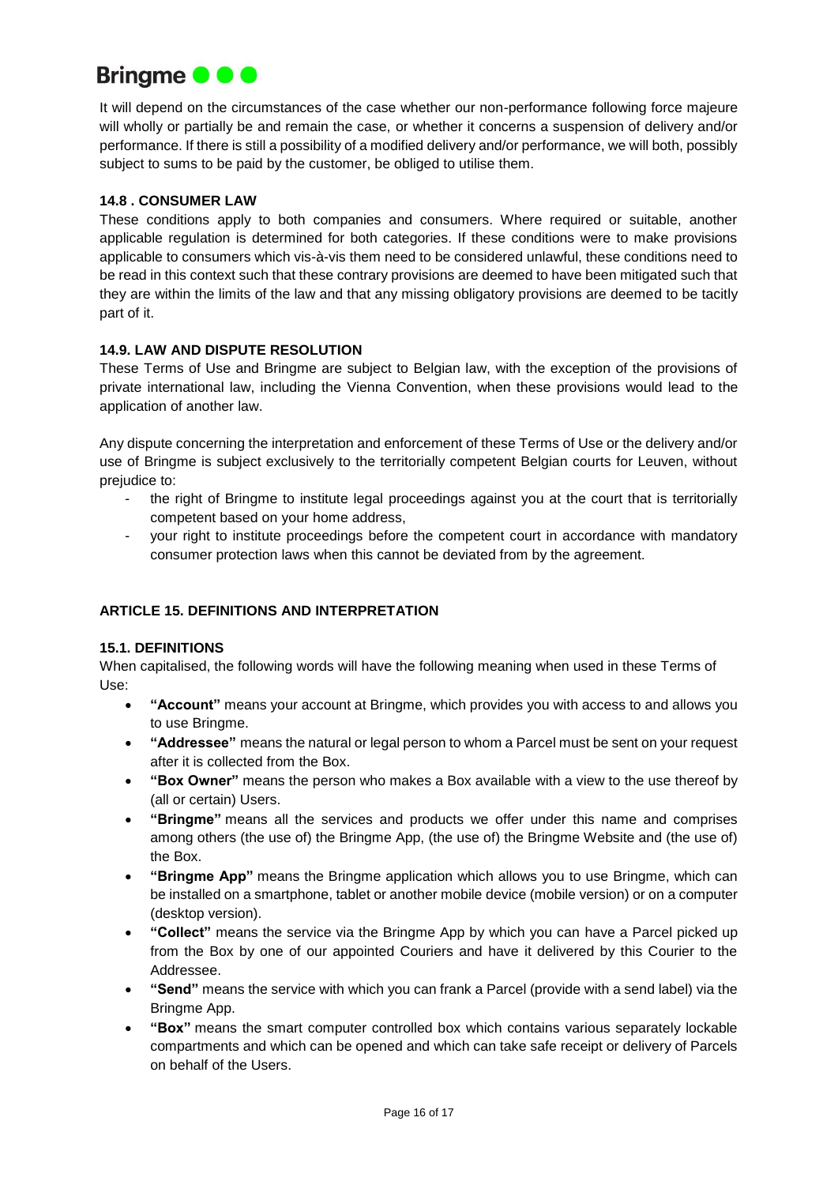It will depend on the circumstances of the case whether our non-performance following force majeure will wholly or partially be and remain the case, or whether it concerns a suspension of delivery and/or performance. If there is still a possibility of a modified delivery and/or performance, we will both, possibly subject to sums to be paid by the customer, be obliged to utilise them.

### 14.8 . CONSUMER LAW

These conditions apply to both companies and consumers. Where required or suitable, another applicable regulation is determined for both categories. If these conditions were to make provisions applicable to consumers which vis-à-vis them need to be considered unlawful, these conditions need to be read in this context such that these contrary provisions are deemed to have been mitigated such that they are within the limits of the law and that any missing obligatory provisions are deemed to be tacitly part of it.

### 14.9. LAW AND DISPUTE RESOLUTION

These Terms of Use and Bringme are subject to Belgian law, with the exception of the provisions of private international law, including the Vienna Convention, when these provisions would lead to the application of another law.

Any dispute concerning the interpretation and enforcement of these Terms of Use or the delivery and/or use of Bringme is subject exclusively to the territorially competent Belgian courts for Leuven, without prejudice to:

- the right of Bringme to institute legal proceedings against you at the court that is territorially competent based on your home address,
- your right to institute proceedings before the competent court in accordance with mandatory consumer protection laws when this cannot be deviated from by the agreement.

## ARTICLE 15. DEFINITIONS AND INTERPRETATION

### 15.1. DEFINITIONS

When capitalised, the following words will have the following meaning when used in these Terms of Use:

- **"Account"** means your account at Bringme, which provides you with access to and allows you to use Bringme.
- **"Addressee"** means the natural or legal person to whom a Parcel must be sent on your request after it is collected from the Box.
- **"Box Owner"** means the person who makes a Box available with a view to the use thereof by (all or certain) Users.
- **"Bringme"** means all the services and products we offer under this name and comprises among others (the use of) the Bringme App, (the use of) the Bringme Website and (the use of) the Box.
- **"Bringme App"** means the Bringme application which allows you to use Bringme, which can be installed on a smartphone, tablet or another mobile device (mobile version) or on a computer (desktop version).
- **"Collect"** means the service via the Bringme App by which you can have a Parcel picked up from the Box by one of our appointed Couriers and have it delivered by this Courier to the Addressee.
- **"Send"** means the service with which you can frank a Parcel (provide with a send label) via the Bringme App.
- **"Box"** means the smart computer controlled box which contains various separately lockable compartments and which can be opened and which can take safe receipt or delivery of Parcels on behalf of the Users.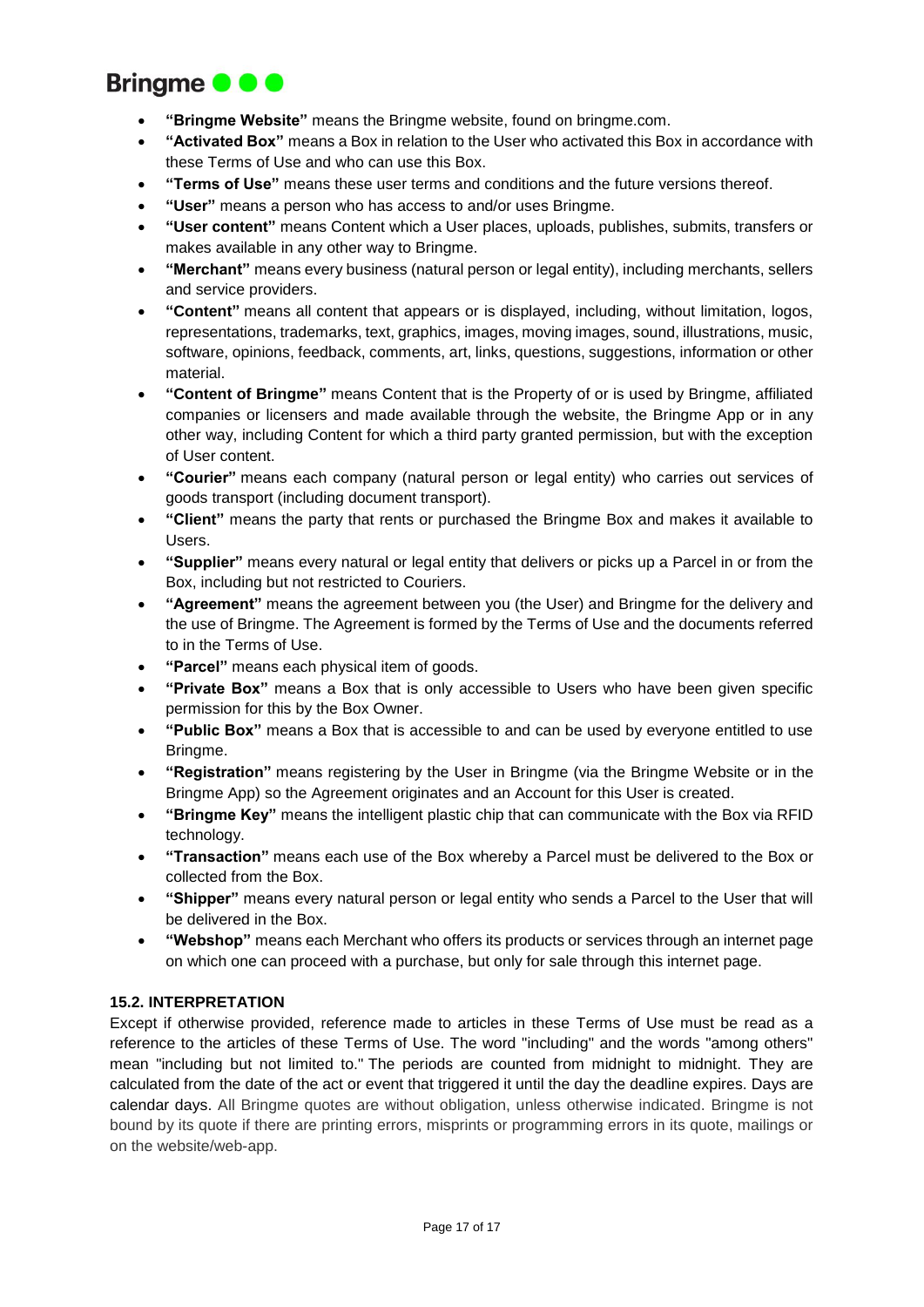- **"Bringme Website"** means the Bringme website, found on bringme.com.
- **"Activated Box"** means a Box in relation to the User who activated this Box in accordance with these Terms of Use and who can use this Box.
- **"Terms of Use"** means these user terms and conditions and the future versions thereof.
- **"User"** means a person who has access to and/or uses Bringme.
- **"User content"** means Content which a User places, uploads, publishes, submits, transfers or makes available in any other way to Bringme.
- **"Merchant"** means every business (natural person or legal entity), including merchants, sellers and service providers.
- **"Content"** means all content that appears or is displayed, including, without limitation, logos, representations, trademarks, text, graphics, images, moving images, sound, illustrations, music, software, opinions, feedback, comments, art, links, questions, suggestions, information or other material.
- **"Content of Bringme"** means Content that is the Property of or is used by Bringme, affiliated companies or licensers and made available through the website, the Bringme App or in any other way, including Content for which a third party granted permission, but with the exception of User content.
- **"Courier"** means each company (natural person or legal entity) who carries out services of goods transport (including document transport).
- **"Client"** means the party that rents or purchased the Bringme Box and makes it available to Users.
- **"Supplier"** means every natural or legal entity that delivers or picks up a Parcel in or from the Box, including but not restricted to Couriers.
- **"Agreement"** means the agreement between you (the User) and Bringme for the delivery and the use of Bringme. The Agreement is formed by the Terms of Use and the documents referred to in the Terms of Use.
- **"Parcel"** means each physical item of goods.
- **"Private Box"** means a Box that is only accessible to Users who have been given specific permission for this by the Box Owner.
- **"Public Box"** means a Box that is accessible to and can be used by everyone entitled to use Bringme.
- **"Registration"** means registering by the User in Bringme (via the Bringme Website or in the Bringme App) so the Agreement originates and an Account for this User is created.
- **"Bringme Key"** means the intelligent plastic chip that can communicate with the Box via RFID technology.
- **"Transaction"** means each use of the Box whereby a Parcel must be delivered to the Box or collected from the Box.
- **"Shipper"** means every natural person or legal entity who sends a Parcel to the User that will be delivered in the Box.
- **"Webshop"** means each Merchant who offers its products or services through an internet page on which one can proceed with a purchase, but only for sale through this internet page.

### 15.2. INTERPRETATION

Except if otherwise provided, reference made to articles in these Terms of Use must be read as a reference to the articles of these Terms of Use. The word "including" and the words "among others" mean "including but not limited to." The periods are counted from midnight to midnight. They are calculated from the date of the act or event that triggered it until the day the deadline expires. Days are calendar days. All Bringme quotes are without obligation, unless otherwise indicated. Bringme is not bound by its quote if there are printing errors, misprints or programming errors in its quote, mailings or on the website/web-app.